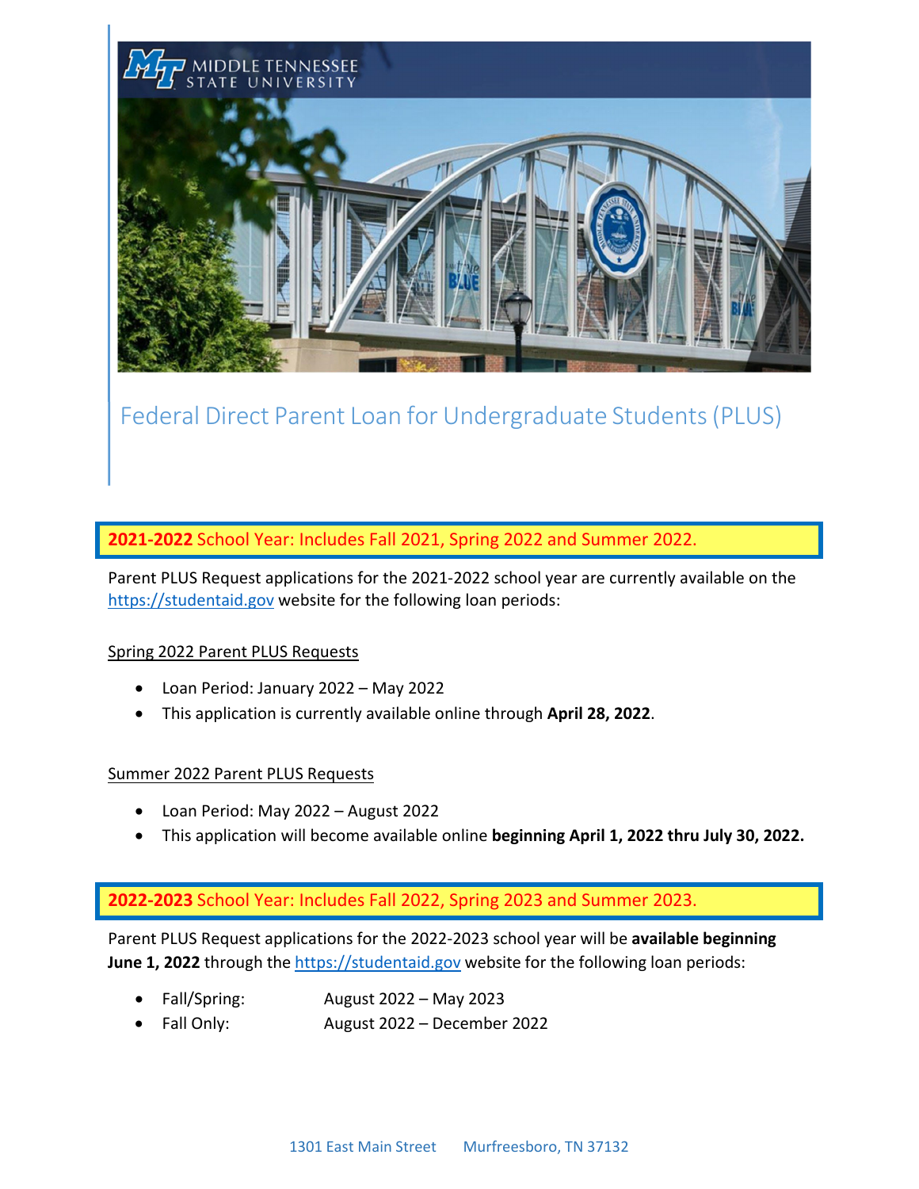MIDDLE TENNESSEE STATE UNIVERSITY

# Federal Direct Parent Loan for Undergraduate Students (PLUS)

## **2021-2022** School Year: Includes Fall 2021, Spring 2022 and Summer 2022.

Parent PLUS Request applications for the 2021-2022 school year are currently available on the https://studentaid.gov website for the following loan periods:

Spring 2022 Parent PLUS Requests

- Loan Period: January 2022 – May 2022
- This application is currently available online through **April 28, 2022**.

Summer 2022 Parent PLUS Requests

- Loan Period: May 2022 – August 2022
- This application will become available online **beginning April 1, 2022 thru July 30, 2022.**

## **2022-2023** School Year: Includes Fall 2022, Spring 2023 and Summer 2023.

Parent PLUS Request applications for the 2022-2023 school year will be **available beginning June 1, 2022** through the https://studentaid.gov website for the following loan periods:

- Fall/Spring: August 2022 – May 2023
- Fall Only: August 2022 – December 2022

1301 East Main Street Murfreesboro, TN 37132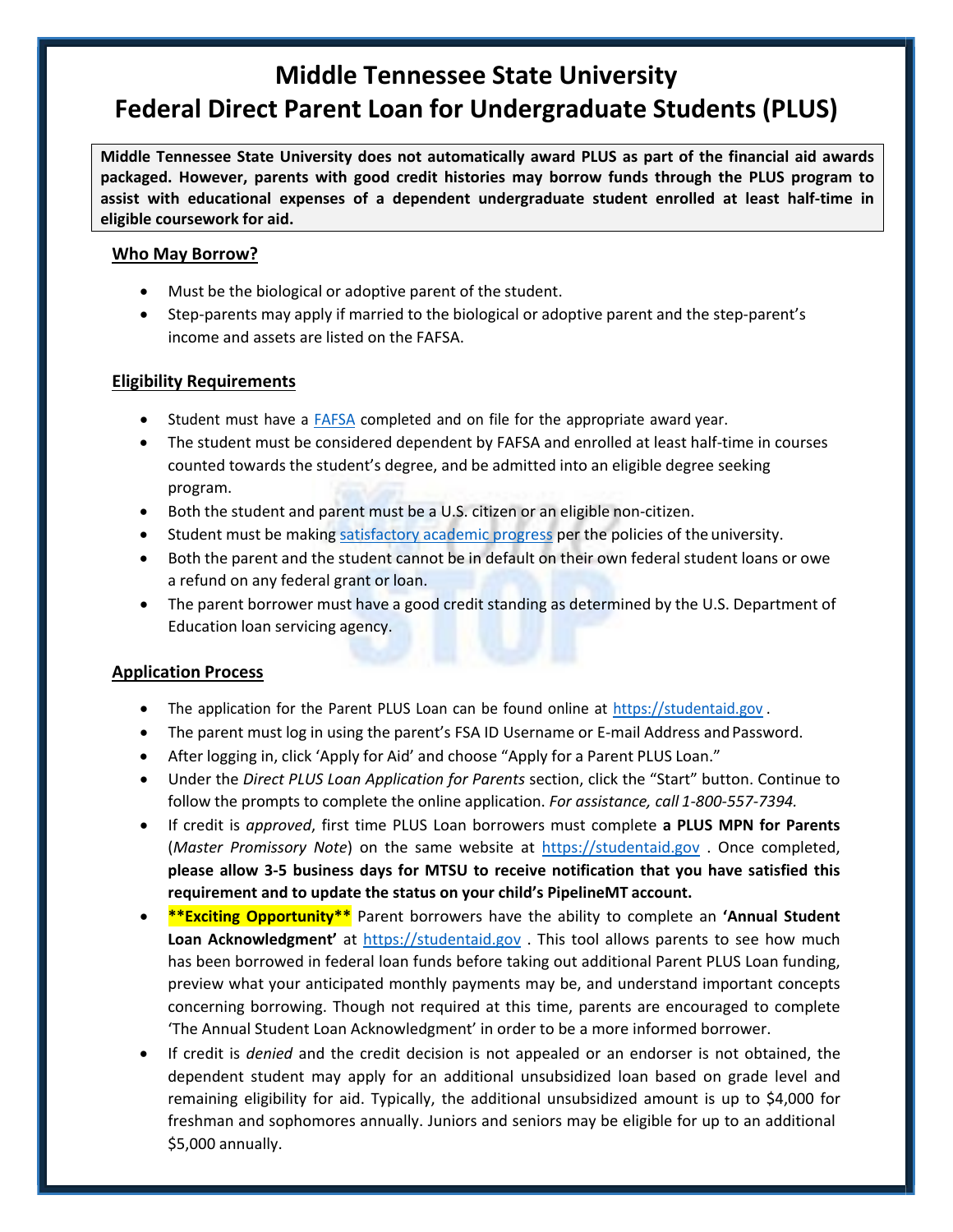# Middle Tennessee State University
# Federal Direct Parent Loan for Undergraduate Students (PLUS)

**Middle Tennessee State University does not automatically award PLUS as part of the financial aid awards packaged. However, parents with good credit histories may borrow funds through the PLUS program to assist with educational expenses of a dependent undergraduate student enrolled at least half-time in eligible coursework for aid.**

## Who May Borrow?

- Must be the biological or adoptive parent of the student.
- Step-parents may apply if married to the biological or adoptive parent and the step-parent's income and assets are listed on the FAFSA.

## Eligibility Requirements

- Student must have a FAFSA completed and on file for the appropriate award year.
- The student must be considered dependent by FAFSA and enrolled at least half-time in courses counted towards the student's degree, and be admitted into an eligible degree seeking program.
- Both the student and parent must be a U.S. citizen or an eligible non-citizen.
- Student must be making satisfactory academic progress per the policies of the university.
- Both the parent and the student cannot be in default on their own federal student loans or owe a refund on any federal grant or loan.
- The parent borrower must have a good credit standing as determined by the U.S. Department of Education loan servicing agency.

## Application Process

- The application for the Parent PLUS Loan can be found online at https://studentaid.gov .
- The parent must log in using the parent's FSA ID Username or E-mail Address and Password.
- After logging in, click 'Apply for Aid' and choose "Apply for a Parent PLUS Loan."
- Under the *Direct PLUS Loan Application for Parents* section, click the "Start" button. Continue to follow the prompts to complete the online application. *For assistance, call 1-800-557-7394.*
- If credit is *approved*, first time PLUS Loan borrowers must complete **a PLUS MPN for Parents** (*Master Promissory Note*) on the same website at https://studentaid.gov . Once completed, **please allow 3-5 business days for MTSU to receive notification that you have satisfied this requirement and to update the status on your child's PipelineMT account.**
- **\*\*Exciting Opportunity\*\*** Parent borrowers have the ability to complete an **'Annual Student Loan Acknowledgment'** at https://studentaid.gov . This tool allows parents to see how much has been borrowed in federal loan funds before taking out additional Parent PLUS Loan funding, preview what your anticipated monthly payments may be, and understand important concepts concerning borrowing. Though not required at this time, parents are encouraged to complete 'The Annual Student Loan Acknowledgment' in order to be a more informed borrower.
- If credit is *denied* and the credit decision is not appealed or an endorser is not obtained, the dependent student may apply for an additional unsubsidized loan based on grade level and remaining eligibility for aid. Typically, the additional unsubsidized amount is up to $4,000 for freshman and sophomores annually. Juniors and seniors may be eligible for up to an additional $5,000 annually.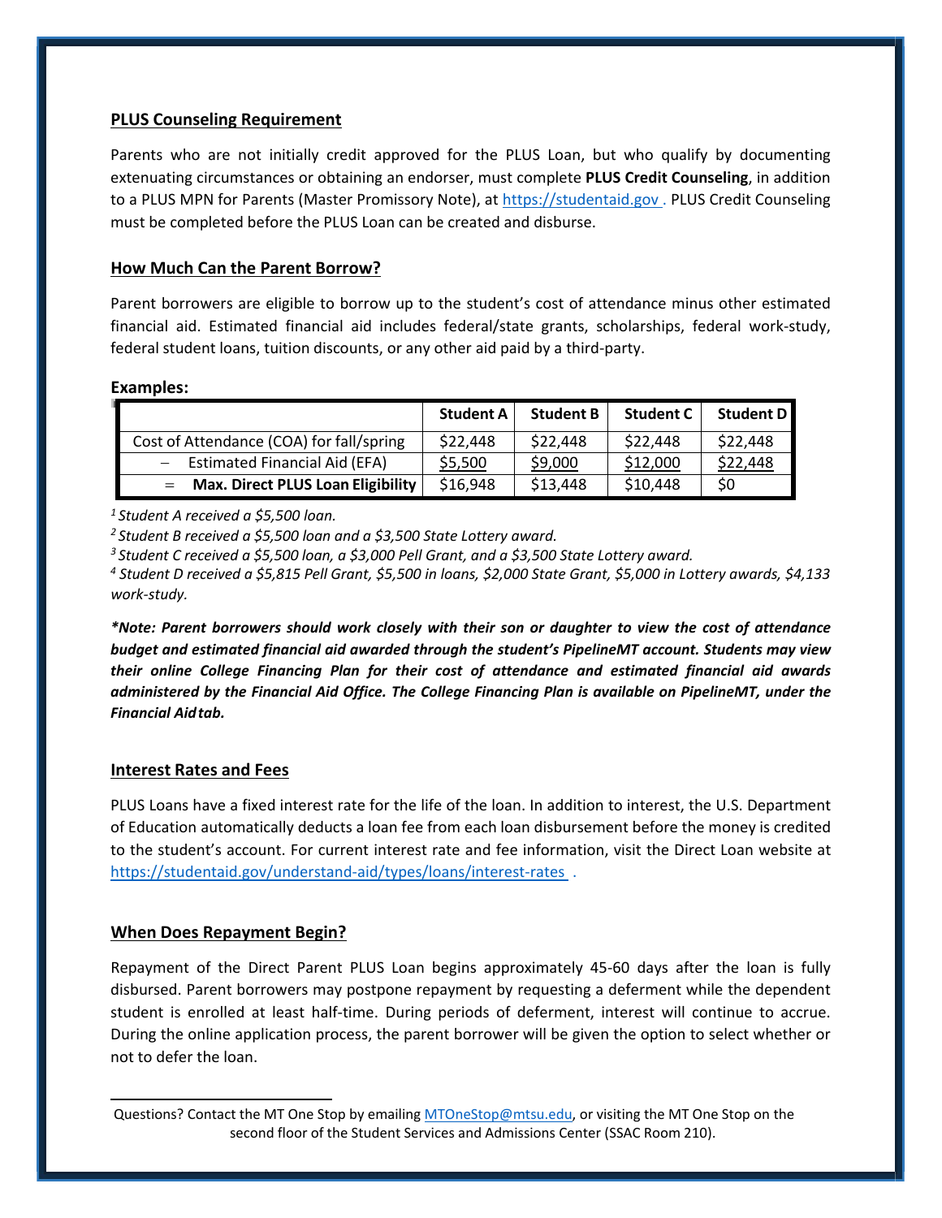## PLUS Counseling Requirement

Parents who are not initially credit approved for the PLUS Loan, but who qualify by documenting extenuating circumstances or obtaining an endorser, must complete **PLUS Credit Counseling**, in addition to a PLUS MPN for Parents (Master Promissory Note), at https://studentaid.gov . PLUS Credit Counseling must be completed before the PLUS Loan can be created and disburse.

## How Much Can the Parent Borrow?

Parent borrowers are eligible to borrow up to the student's cost of attendance minus other estimated financial aid. Estimated financial aid includes federal/state grants, scholarships, federal work-study, federal student loans, tuition discounts, or any other aid paid by a third-party.

**Examples:**

| | **Student A** | **Student B** | **Student C** | **Student D** |
|---|---|---|---|---|
| Cost of Attendance (COA) for fall/spring | $22,448 | $22,448 | $22,448 | $22,448 |
| – Estimated Financial Aid (EFA) | $5,500 | $9,000 | $12,000 | $22,448 |
| = **Max. Direct PLUS Loan Eligibility** | $16,948 | $13,448 | $10,448 | $0 |

[1] *Student A received a $5,500 loan.*

[2] *Student B received a $5,500 loan and a $3,500 State Lottery award.*

[3] *Student C received a $5,500 loan, a $3,000 Pell Grant, and a $3,500 State Lottery award.*

[4] *Student D received a $5,815 Pell Grant, $5,500 in loans, $2,000 State Grant, $5,000 in Lottery awards, $4,133 work-study.*

***Note: Parent borrowers should work closely with their son or daughter to view the cost of attendance budget and estimated financial aid awarded through the student's PipelineMT account. Students may view their online College Financing Plan for their cost of attendance and estimated financial aid awards administered by the Financial Aid Office. The College Financing Plan is available on PipelineMT, under the Financial Aid tab.***

## Interest Rates and Fees

PLUS Loans have a fixed interest rate for the life of the loan. In addition to interest, the U.S. Department of Education automatically deducts a loan fee from each loan disbursement before the money is credited to the student's account. For current interest rate and fee information, visit the Direct Loan website at https://studentaid.gov/understand-aid/types/loans/interest-rates .

## When Does Repayment Begin?

Repayment of the Direct Parent PLUS Loan begins approximately 45-60 days after the loan is fully disbursed. Parent borrowers may postpone repayment by requesting a deferment while the dependent student is enrolled at least half-time. During periods of deferment, interest will continue to accrue. During the online application process, the parent borrower will be given the option to select whether or not to defer the loan.

Questions? Contact the MT One Stop by emailing MTOneStop@mtsu.edu, or visiting the MT One Stop on the second floor of the Student Services and Admissions Center (SSAC Room 210).